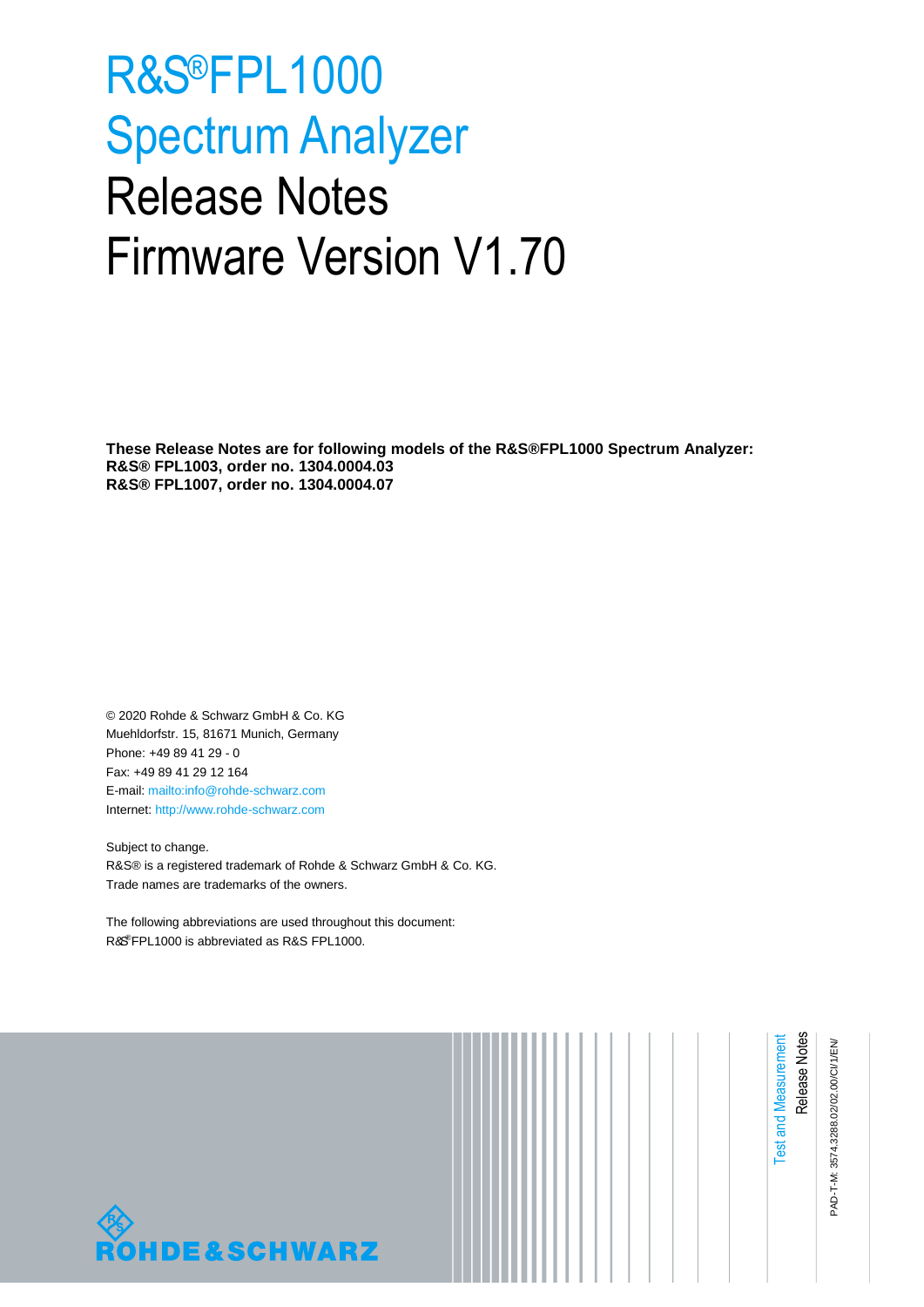# R&S®FPL1000 Spectrum Analyzer Release Notes Firmware Version V1.70

**These Release Notes are for following models of the R&S®FPL1000 Spectrum Analyzer:**
**R&S® FPL1003, order no. 1304.0004.03**
**R&S® FPL1007, order no. 1304.0004.07**

© 2020 Rohde & Schwarz GmbH & Co. KG
Muehldorfstr. 15, 81671 Munich, Germany
Phone: +49 89 41 29 - 0
Fax: +49 89 41 29 12 164
E-mail: mailto:info@rohde-schwarz.com
Internet: http://www.rohde-schwarz.com

Subject to change.
R&S® is a registered trademark of Rohde & Schwarz GmbH & Co. KG.
Trade names are trademarks of the owners.

The following abbreviations are used throughout this document:
R&S®FPL1000 is abbreviated as R&S FPL1000.

Test and Measurement
Release Notes

PAD-T-M: 3574.3288.02/02.00/CI/1/EN/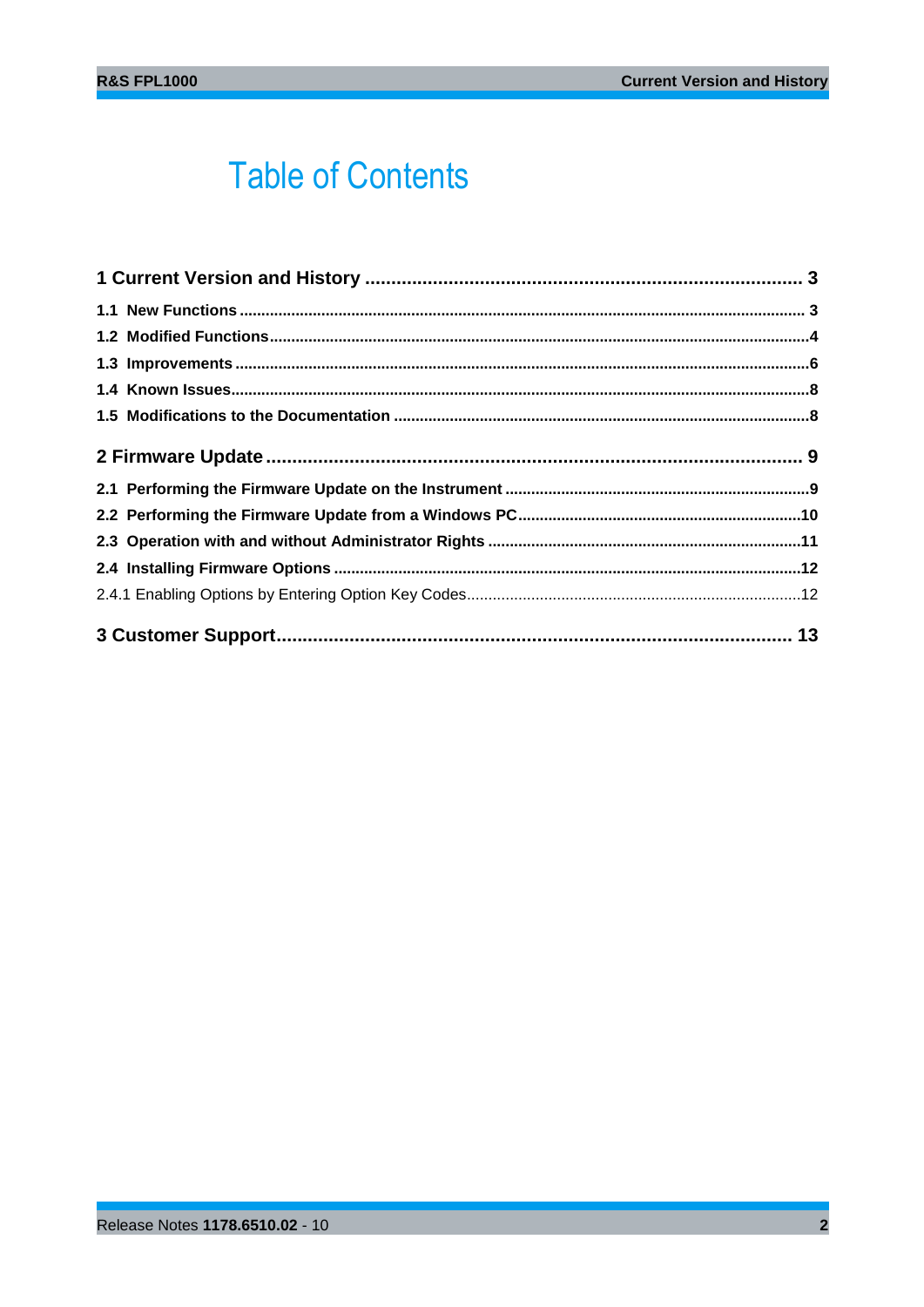# Table of Contents

**1 Current Version and History .................................................................................. 3**

**1.1 New Functions .................................................................................................................. 3**

**1.2 Modified Functions ............................................................................................................4**

**1.3 Improvements ...................................................................................................................6**

**1.4 Known Issues.....................................................................................................................8**

**1.5 Modifications to the Documentation ...............................................................................8**

**2 Firmware Update ...................................................................................................... 9**

**2.1 Performing the Firmware Update on the Instrument .....................................................9**

**2.2 Performing the Firmware Update from a Windows PC.................................................10**

**2.3 Operation with and without Administrator Rights ........................................................11**

**2.4 Installing Firmware Options ...........................................................................................12**

2.4.1 Enabling Options by Entering Option Key Codes.............................................................................12

**3 Customer Support.................................................................................................. 13**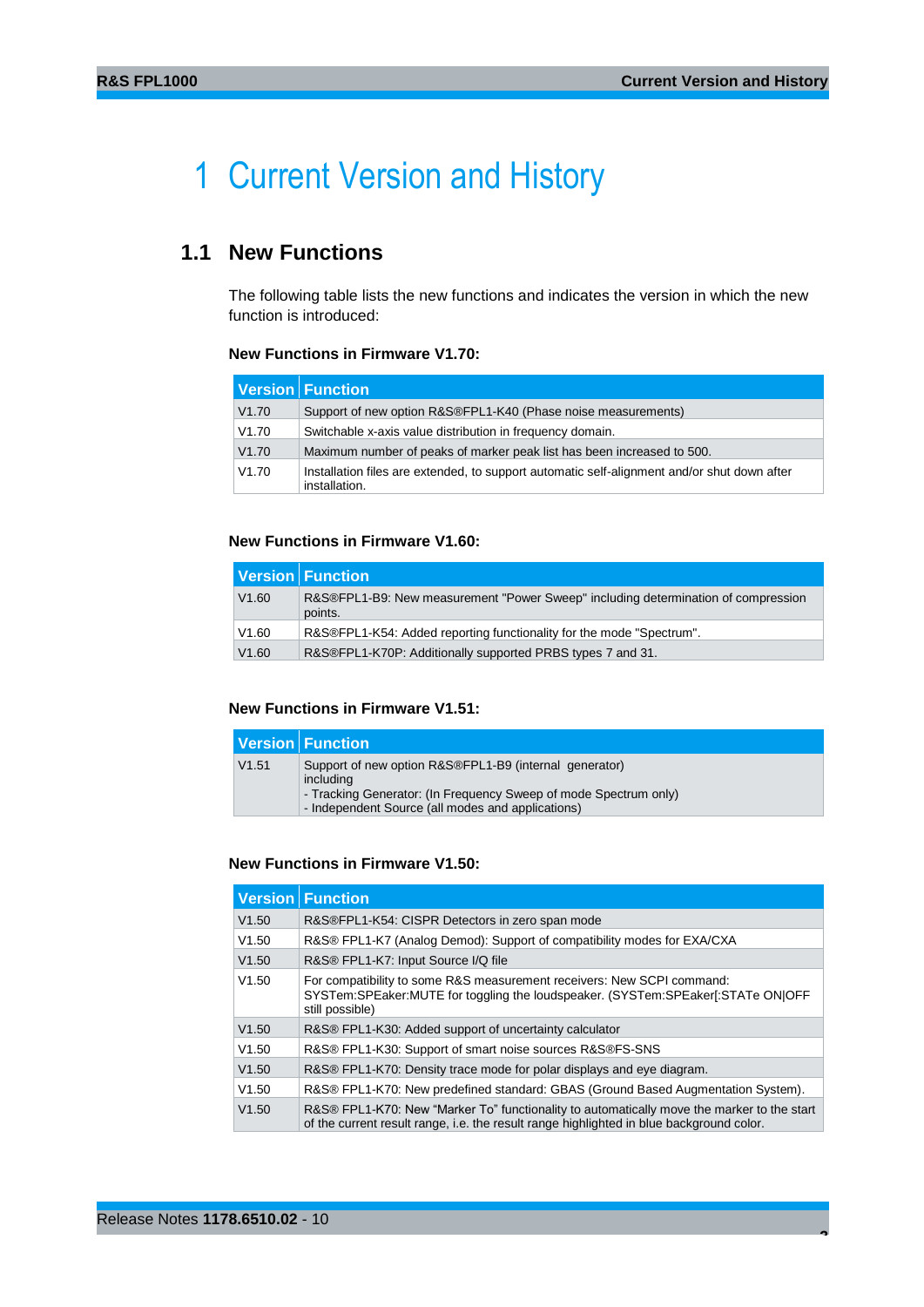# 1 Current Version and History

## 1.1 New Functions

The following table lists the new functions and indicates the version in which the new function is introduced:

**New Functions in Firmware V1.70:**

| Version | Function |
|---|---|
| V1.70 | Support of new option R&S®FPL1-K40 (Phase noise measurements) |
| V1.70 | Switchable x-axis value distribution in frequency domain. |
| V1.70 | Maximum number of peaks of marker peak list has been increased to 500. |
| V1.70 | Installation files are extended, to support automatic self-alignment and/or shut down after installation. |

**New Functions in Firmware V1.60:**

| Version | Function |
|---|---|
| V1.60 | R&S®FPL1-B9: New measurement "Power Sweep" including determination of compression points. |
| V1.60 | R&S®FPL1-K54: Added reporting functionality for the mode "Spectrum". |
| V1.60 | R&S®FPL1-K70P: Additionally supported PRBS types 7 and 31. |

**New Functions in Firmware V1.51:**

| Version | Function |
|---|---|
| V1.51 | Support of new option R&S®FPL1-B9 (internal generator) including<br>- Tracking Generator: (In Frequency Sweep of mode Spectrum only)<br>- Independent Source (all modes and applications) |

**New Functions in Firmware V1.50:**

| Version | Function |
|---|---|
| V1.50 | R&S®FPL1-K54: CISPR Detectors in zero span mode |
| V1.50 | R&S® FPL1-K7 (Analog Demod): Support of compatibility modes for EXA/CXA |
| V1.50 | R&S® FPL1-K7: Input Source I/Q file |
| V1.50 | For compatibility to some R&S measurement receivers: New SCPI command: SYSTem:SPEaker:MUTE for toggling the loudspeaker. (SYSTem:SPEaker[:STATe ON\|OFF still possible) |
| V1.50 | R&S® FPL1-K30: Added support of uncertainty calculator |
| V1.50 | R&S® FPL1-K30: Support of smart noise sources R&S®FS-SNS |
| V1.50 | R&S® FPL1-K70: Density trace mode for polar displays and eye diagram. |
| V1.50 | R&S® FPL1-K70: New predefined standard: GBAS (Ground Based Augmentation System). |
| V1.50 | R&S® FPL1-K70: New "Marker To" functionality to automatically move the marker to the start of the current result range, i.e. the result range highlighted in blue background color. |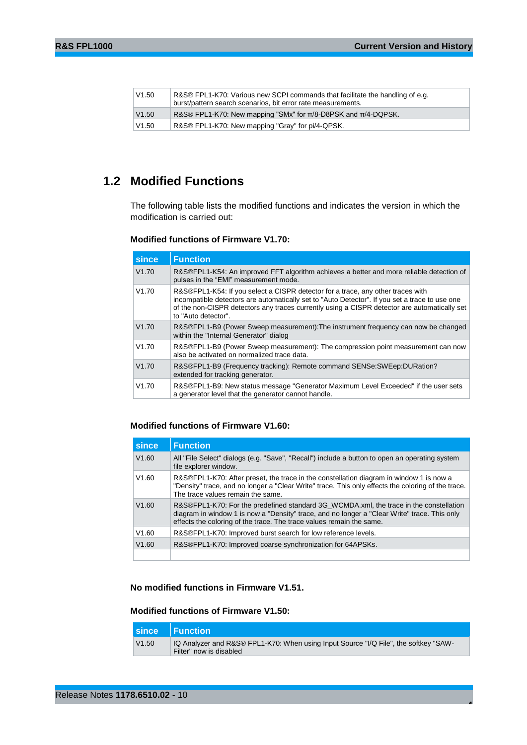| | |
|---|---|
| V1.50 | R&S® FPL1-K70: Various new SCPI commands that facilitate the handling of e.g. burst/pattern search scenarios, bit error rate measurements. |
| V1.50 | R&S® FPL1-K70: New mapping "SMx" for π/8-D8PSK and π/4-DQPSK. |
| V1.50 | R&S® FPL1-K70: New mapping "Gray" for pi/4-QPSK. |

## 1.2 Modified Functions

The following table lists the modified functions and indicates the version in which the modification is carried out:

**Modified functions of Firmware V1.70:**

| since | Function |
|---|---|
| V1.70 | R&S®FPL1-K54: An improved FFT algorithm achieves a better and more reliable detection of pulses in the "EMI" measurement mode. |
| V1.70 | R&S®FPL1-K54: If you select a CISPR detector for a trace, any other traces with incompatible detectors are automatically set to "Auto Detector". If you set a trace to use one of the non-CISPR detectors any traces currently using a CISPR detector are automatically set to "Auto detector". |
| V1.70 | R&S®FPL1-B9 (Power Sweep measurement):The instrument frequency can now be changed within the "Internal Generator" dialog |
| V1.70 | R&S®FPL1-B9 (Power Sweep measurement): The compression point measurement can now also be activated on normalized trace data. |
| V1.70 | R&S®FPL1-B9 (Frequency tracking): Remote command SENSe:SWEep:DURation? extended for tracking generator. |
| V1.70 | R&S®FPL1-B9: New status message "Generator Maximum Level Exceeded" if the user sets a generator level that the generator cannot handle. |

**Modified functions of Firmware V1.60:**

| since | Function |
|---|---|
| V1.60 | All "File Select" dialogs (e.g. "Save", "Recall") include a button to open an operating system file explorer window. |
| V1.60 | R&S®FPL1-K70: After preset, the trace in the constellation diagram in window 1 is now a "Density" trace, and no longer a "Clear Write" trace. This only effects the coloring of the trace. The trace values remain the same. |
| V1.60 | R&S®FPL1-K70: For the predefined standard 3G_WCMDA.xml, the trace in the constellation diagram in window 1 is now a "Density" trace, and no longer a "Clear Write" trace. This only effects the coloring of the trace. The trace values remain the same. |
| V1.60 | R&S®FPL1-K70: Improved burst search for low reference levels. |
| V1.60 | R&S®FPL1-K70: Improved coarse synchronization for 64APSKs. |
| | |

**No modified functions in Firmware V1.51.**

**Modified functions of Firmware V1.50:**

| since | Function |
|---|---|
| V1.50 | IQ Analyzer and R&S® FPL1-K70: When using Input Source "I/Q File", the softkey "SAW-Filter" now is disabled |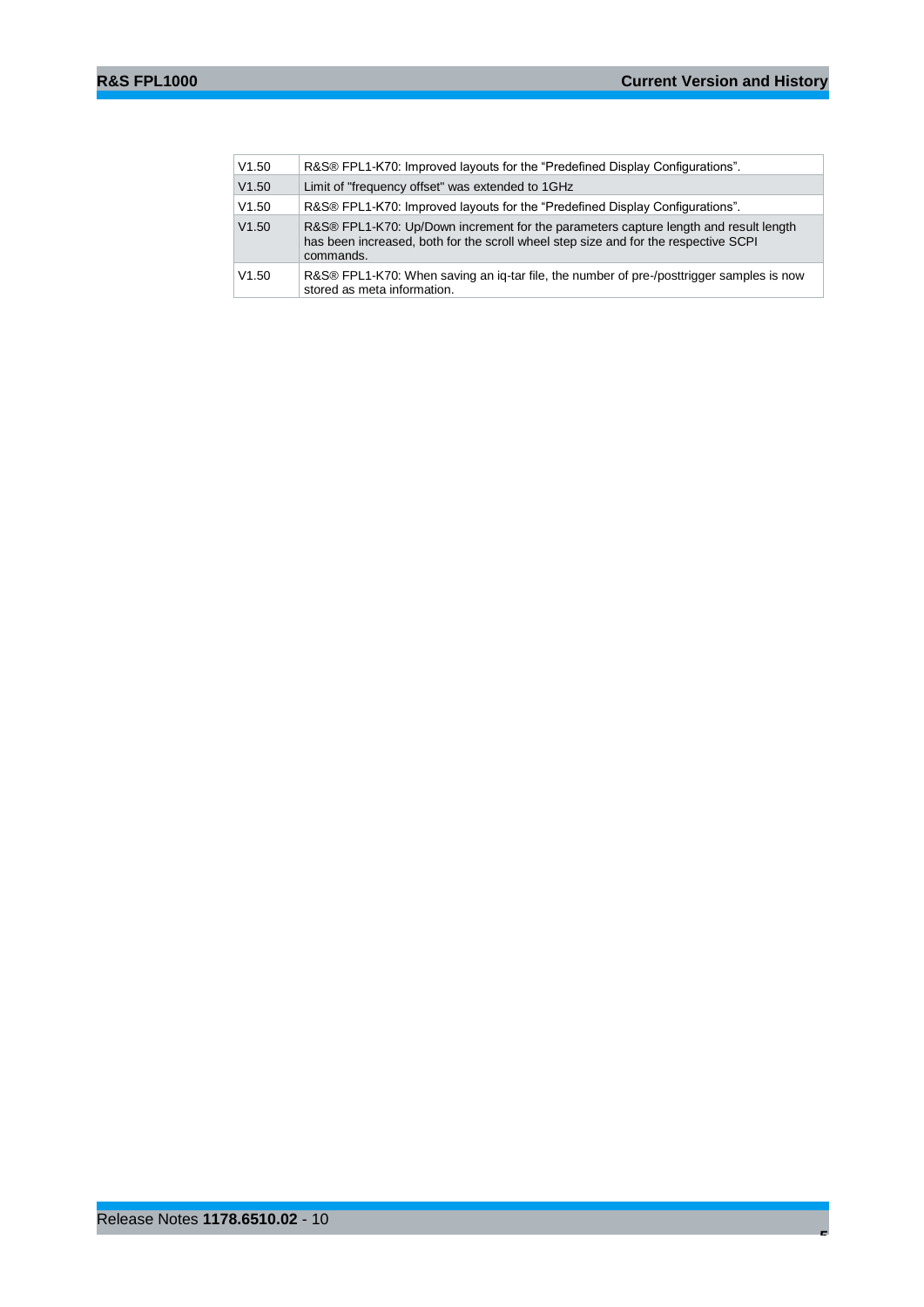| | |
|---|---|
| V1.50 | R&S® FPL1-K70: Improved layouts for the “Predefined Display Configurations”. |
| V1.50 | Limit of "frequency offset" was extended to 1GHz |
| V1.50 | R&S® FPL1-K70: Improved layouts for the “Predefined Display Configurations”. |
| V1.50 | R&S® FPL1-K70: Up/Down increment for the parameters capture length and result length has been increased, both for the scroll wheel step size and for the respective SCPI commands. |
| V1.50 | R&S® FPL1-K70: When saving an iq-tar file, the number of pre-/posttrigger samples is now stored as meta information. |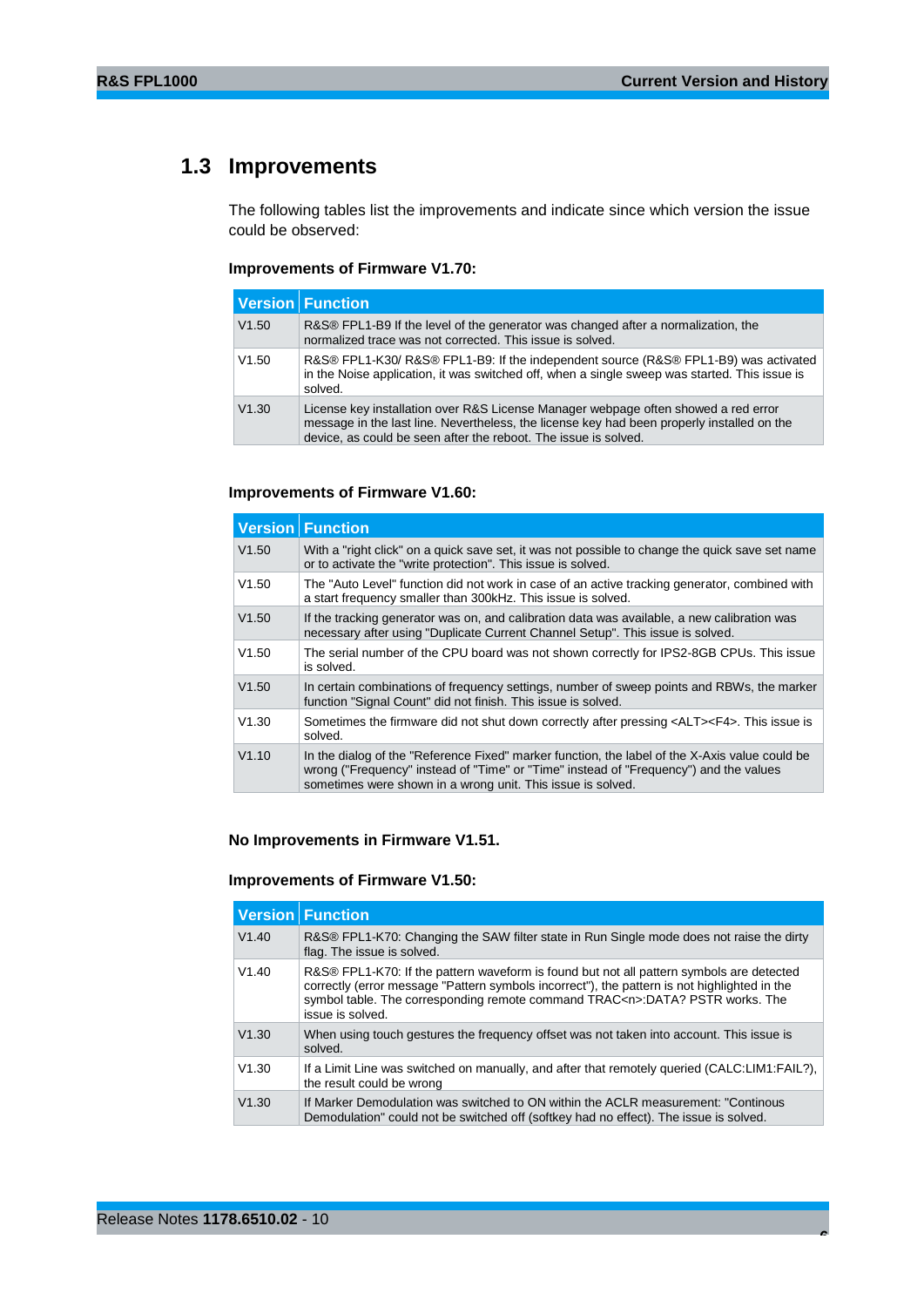## 1.3 Improvements

The following tables list the improvements and indicate since which version the issue could be observed:

**Improvements of Firmware V1.70:**

| Version | Function |
|---|---|
| V1.50 | R&S® FPL1-B9 If the level of the generator was changed after a normalization, the normalized trace was not corrected. This issue is solved. |
| V1.50 | R&S® FPL1-K30/ R&S® FPL1-B9: If the independent source (R&S® FPL1-B9) was activated in the Noise application, it was switched off, when a single sweep was started. This issue is solved. |
| V1.30 | License key installation over R&S License Manager webpage often showed a red error message in the last line. Nevertheless, the license key had been properly installed on the device, as could be seen after the reboot. The issue is solved. |

**Improvements of Firmware V1.60:**

| Version | Function |
|---|---|
| V1.50 | With a "right click" on a quick save set, it was not possible to change the quick save set name or to activate the "write protection". This issue is solved. |
| V1.50 | The "Auto Level" function did not work in case of an active tracking generator, combined with a start frequency smaller than 300kHz. This issue is solved. |
| V1.50 | If the tracking generator was on, and calibration data was available, a new calibration was necessary after using "Duplicate Current Channel Setup". This issue is solved. |
| V1.50 | The serial number of the CPU board was not shown correctly for IPS2-8GB CPUs. This issue is solved. |
| V1.50 | In certain combinations of frequency settings, number of sweep points and RBWs, the marker function "Signal Count" did not finish. This issue is solved. |
| V1.30 | Sometimes the firmware did not shut down correctly after pressing <ALT><F4>. This issue is solved. |
| V1.10 | In the dialog of the "Reference Fixed" marker function, the label of the X-Axis value could be wrong ("Frequency" instead of "Time" or "Time" instead of "Frequency") and the values sometimes were shown in a wrong unit. This issue is solved. |

**No Improvements in Firmware V1.51.**

**Improvements of Firmware V1.50:**

| Version | Function |
|---|---|
| V1.40 | R&S® FPL1-K70: Changing the SAW filter state in Run Single mode does not raise the dirty flag. The issue is solved. |
| V1.40 | R&S® FPL1-K70: If the pattern waveform is found but not all pattern symbols are detected correctly (error message "Pattern symbols incorrect"), the pattern is not highlighted in the symbol table. The corresponding remote command TRAC<n>:DATA? PSTR works. The issue is solved. |
| V1.30 | When using touch gestures the frequency offset was not taken into account. This issue is solved. |
| V1.30 | If a Limit Line was switched on manually, and after that remotely queried (CALC:LIM1:FAIL?), the result could be wrong |
| V1.30 | If Marker Demodulation was switched to ON within the ACLR measurement: "Continous Demodulation" could not be switched off (softkey had no effect). The issue is solved. |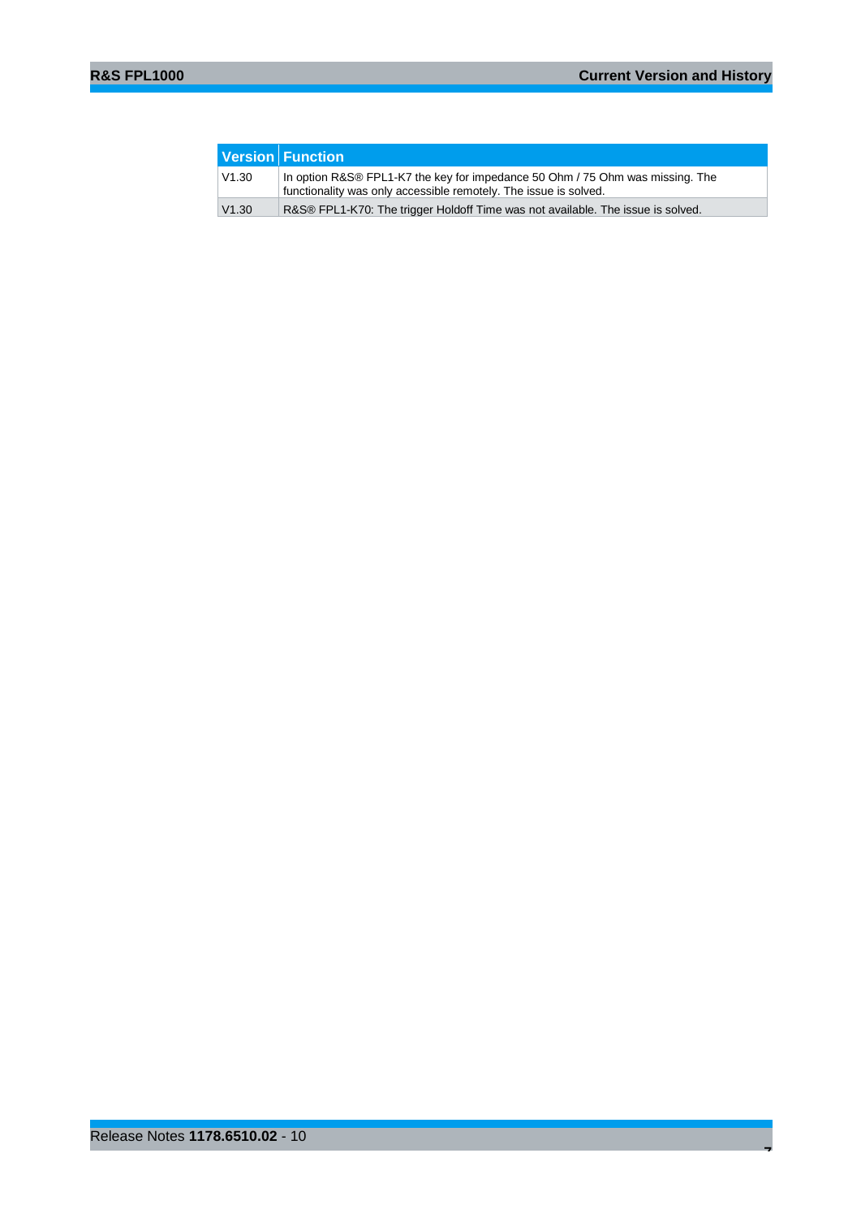| Version | Function |
|---|---|
| V1.30 | In option R&S® FPL1-K7 the key for impedance 50 Ohm / 75 Ohm was missing. The functionality was only accessible remotely. The issue is solved. |
| V1.30 | R&S® FPL1-K70: The trigger Holdoff Time was not available. The issue is solved. |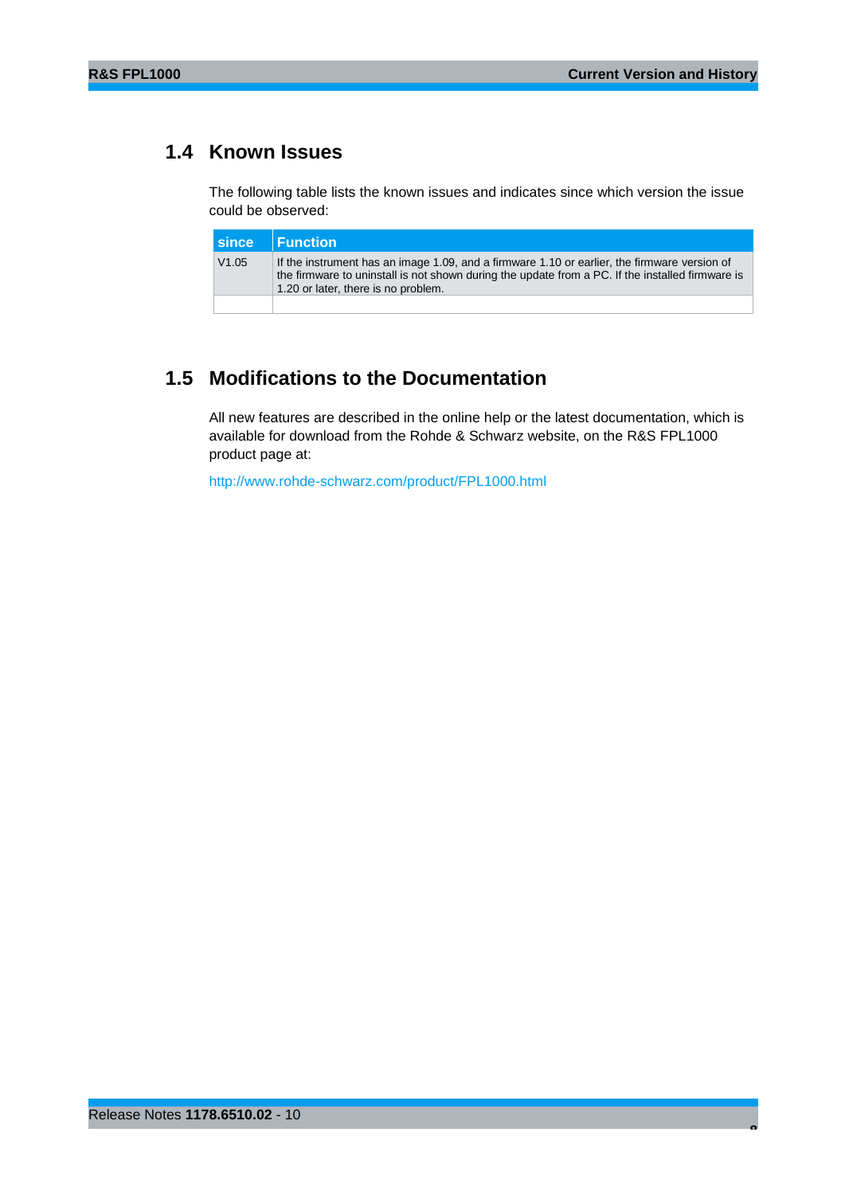## 1.4 Known Issues

The following table lists the known issues and indicates since which version the issue could be observed:

| since | Function |
|---|---|
| V1.05 | If the instrument has an image 1.09, and a firmware 1.10 or earlier, the firmware version of the firmware to uninstall is not shown during the update from a PC. If the installed firmware is 1.20 or later, there is no problem. |
| | |

## 1.5 Modifications to the Documentation

All new features are described in the online help or the latest documentation, which is available for download from the Rohde & Schwarz website, on the R&S FPL1000 product page at:

http://www.rohde-schwarz.com/product/FPL1000.html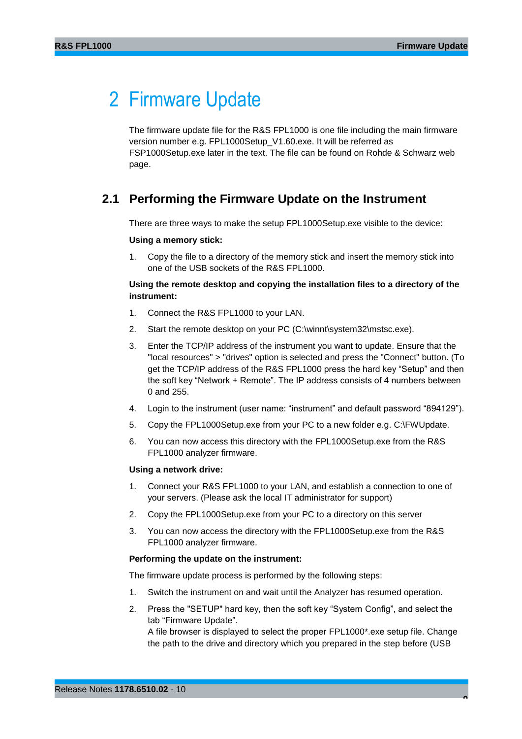# 2 Firmware Update

The firmware update file for the R&S FPL1000 is one file including the main firmware version number e.g. FPL1000Setup_V1.60.exe. It will be referred as FSP1000Setup.exe later in the text. The file can be found on Rohde & Schwarz web page.

## 2.1 Performing the Firmware Update on the Instrument

There are three ways to make the setup FPL1000Setup.exe visible to the device:

**Using a memory stick:**

1. Copy the file to a directory of the memory stick and insert the memory stick into one of the USB sockets of the R&S FPL1000.

**Using the remote desktop and copying the installation files to a directory of the instrument:**

1. Connect the R&S FPL1000 to your LAN.
2. Start the remote desktop on your PC (C:\winnt\system32\mstsc.exe).
3. Enter the TCP/IP address of the instrument you want to update. Ensure that the "local resources" > "drives" option is selected and press the "Connect" button. (To get the TCP/IP address of the R&S FPL1000 press the hard key “Setup” and then the soft key “Network + Remote”. The IP address consists of 4 numbers between 0 and 255.
4. Login to the instrument (user name: “instrument” and default password “894129”).
5. Copy the FPL1000Setup.exe from your PC to a new folder e.g. C:\FWUpdate.
6. You can now access this directory with the FPL1000Setup.exe from the R&S FPL1000 analyzer firmware.

**Using a network drive:**

1. Connect your R&S FPL1000 to your LAN, and establish a connection to one of your servers. (Please ask the local IT administrator for support)
2. Copy the FPL1000Setup.exe from your PC to a directory on this server
3. You can now access the directory with the FPL1000Setup.exe from the R&S FPL1000 analyzer firmware.

**Performing the update on the instrument:**

The firmware update process is performed by the following steps:

1. Switch the instrument on and wait until the Analyzer has resumed operation.
2. Press the "SETUP" hard key, then the soft key “System Config”, and select the tab “Firmware Update”.
   A file browser is displayed to select the proper FPL1000*.exe setup file. Change the path to the drive and directory which you prepared in the step before (USB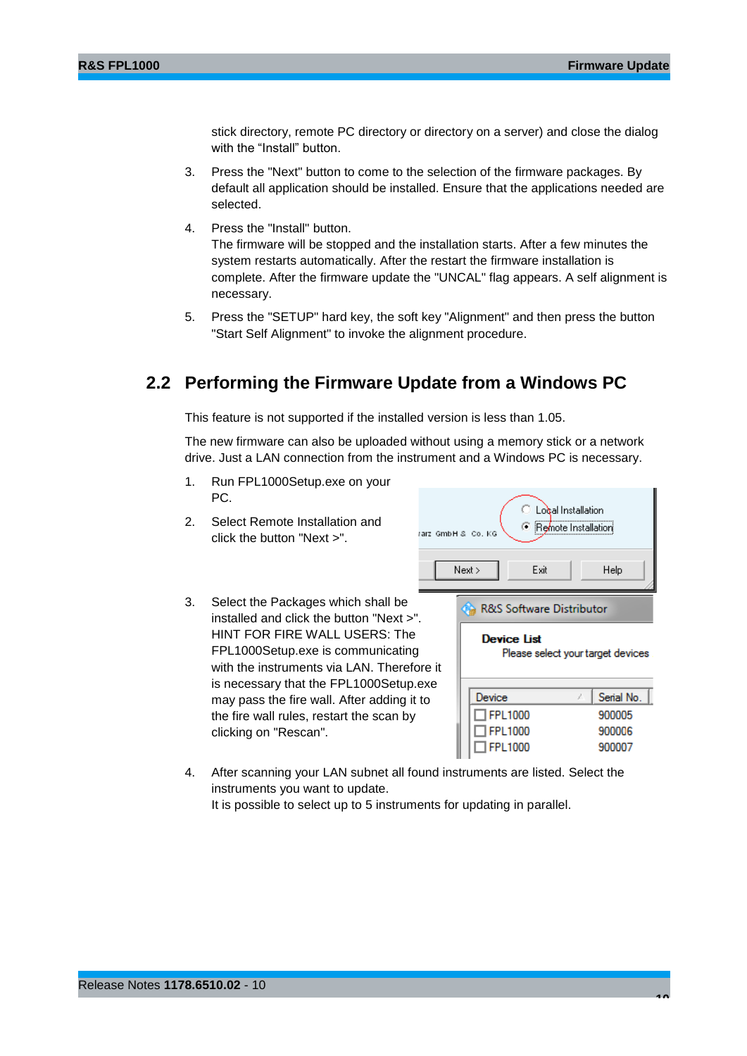stick directory, remote PC directory or directory on a server) and close the dialog with the "Install" button.

3. Press the "Next" button to come to the selection of the firmware packages. By default all application should be installed. Ensure that the applications needed are selected.

4. Press the "Install" button.
   The firmware will be stopped and the installation starts. After a few minutes the system restarts automatically. After the restart the firmware installation is complete. After the firmware update the "UNCAL" flag appears. A self alignment is necessary.

5. Press the "SETUP" hard key, the soft key "Alignment" and then press the button "Start Self Alignment" to invoke the alignment procedure.

## 2.2 Performing the Firmware Update from a Windows PC

This feature is not supported if the installed version is less than 1.05.

The new firmware can also be uploaded without using a memory stick or a network drive. Just a LAN connection from the instrument and a Windows PC is necessary.

1. Run FPL1000Setup.exe on your PC.

2. Select Remote Installation and click the button "Next >".

3. Select the Packages which shall be installed and click the button "Next >". HINT FOR FIRE WALL USERS: The FPL1000Setup.exe is communicating with the instruments via LAN. Therefore it is necessary that the FPL1000Setup.exe may pass the fire wall. After adding it to the fire wall rules, restart the scan by clicking on "Rescan".

4. After scanning your LAN subnet all found instruments are listed. Select the instruments you want to update.
   It is possible to select up to 5 instruments for updating in parallel.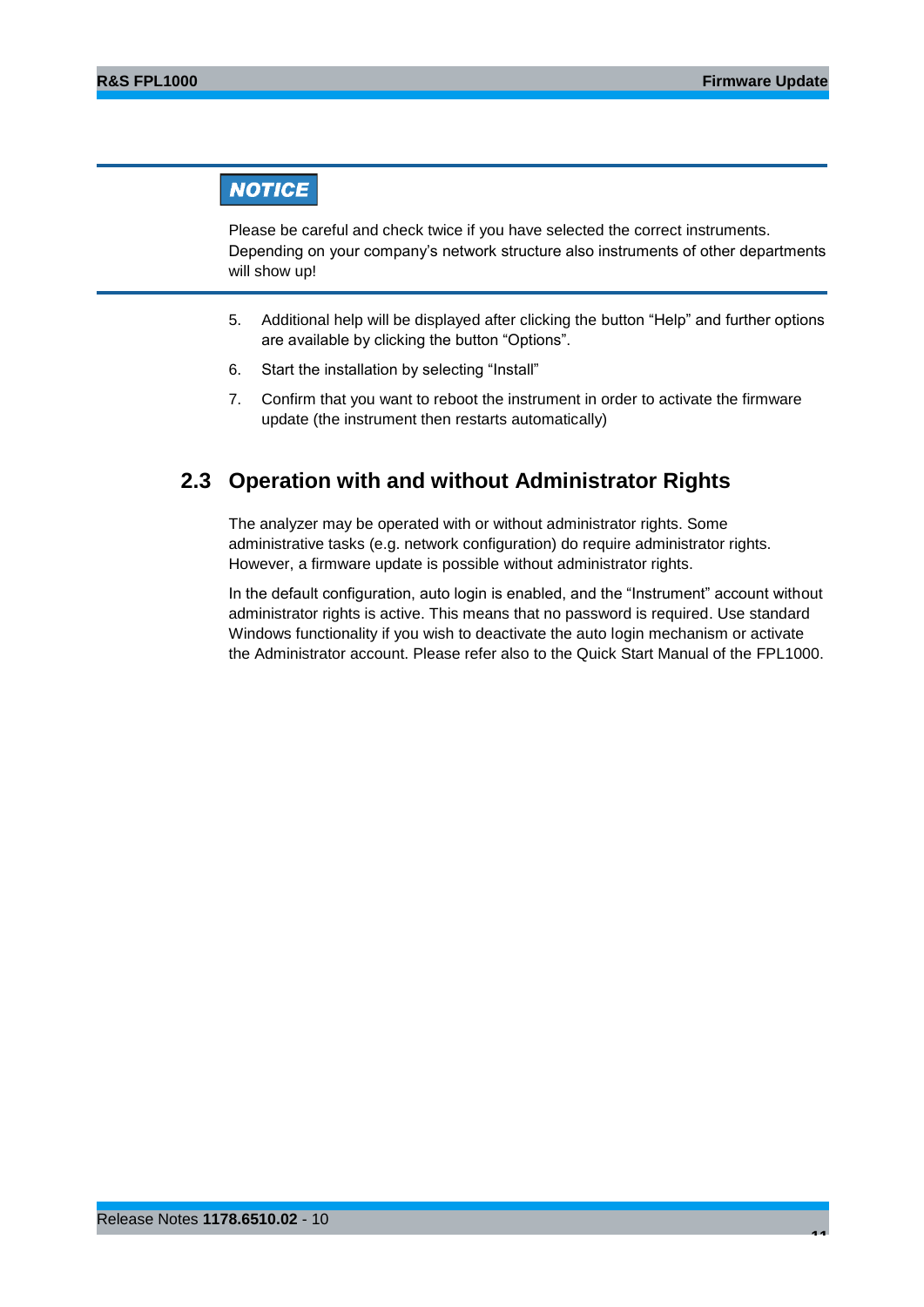**NOTICE**

Please be careful and check twice if you have selected the correct instruments. Depending on your company's network structure also instruments of other departments will show up!

5. Additional help will be displayed after clicking the button “Help” and further options are available by clicking the button “Options”.
6. Start the installation by selecting “Install”
7. Confirm that you want to reboot the instrument in order to activate the firmware update (the instrument then restarts automatically)

## 2.3 Operation with and without Administrator Rights

The analyzer may be operated with or without administrator rights. Some administrative tasks (e.g. network configuration) do require administrator rights. However, a firmware update is possible without administrator rights.

In the default configuration, auto login is enabled, and the “Instrument” account without administrator rights is active. This means that no password is required. Use standard Windows functionality if you wish to deactivate the auto login mechanism or activate the Administrator account. Please refer also to the Quick Start Manual of the FPL1000.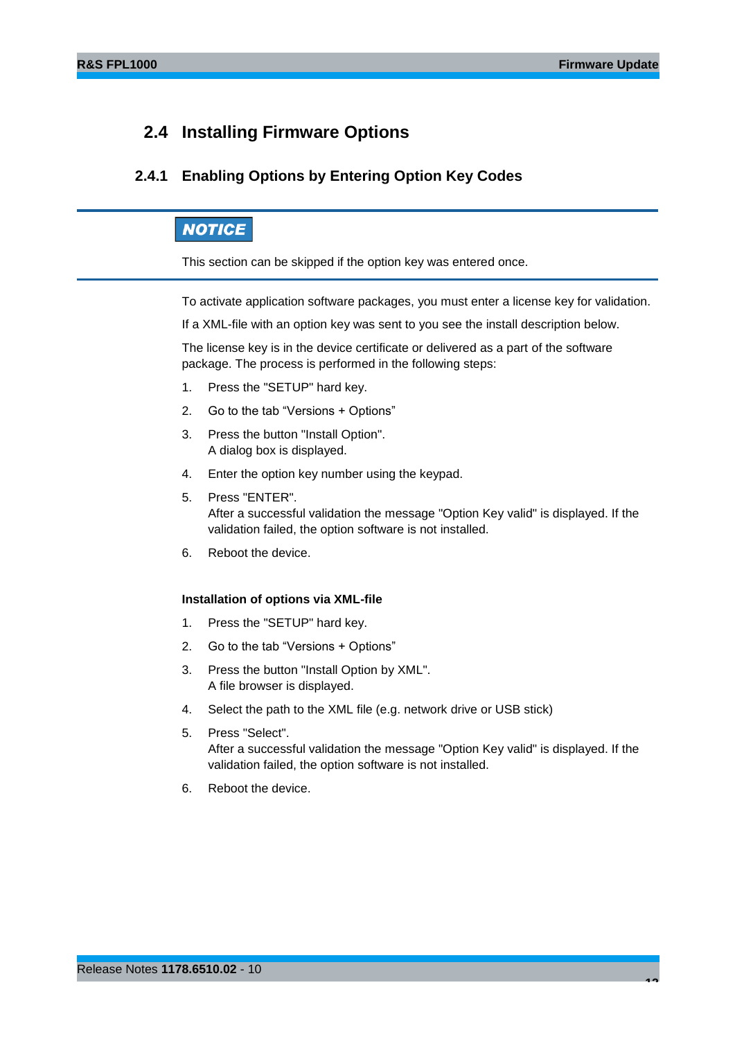## 2.4 Installing Firmware Options

### 2.4.1 Enabling Options by Entering Option Key Codes

**NOTICE**

This section can be skipped if the option key was entered once.

To activate application software packages, you must enter a license key for validation.

If a XML-file with an option key was sent to you see the install description below.

The license key is in the device certificate or delivered as a part of the software package. The process is performed in the following steps:

1. Press the "SETUP" hard key.
2. Go to the tab "Versions + Options"
3. Press the button "Install Option".
   A dialog box is displayed.
4. Enter the option key number using the keypad.
5. Press "ENTER".
   After a successful validation the message "Option Key valid" is displayed. If the validation failed, the option software is not installed.
6. Reboot the device.

**Installation of options via XML-file**

1. Press the "SETUP" hard key.
2. Go to the tab "Versions + Options"
3. Press the button "Install Option by XML".
   A file browser is displayed.
4. Select the path to the XML file (e.g. network drive or USB stick)
5. Press "Select".
   After a successful validation the message "Option Key valid" is displayed. If the validation failed, the option software is not installed.
6. Reboot the device.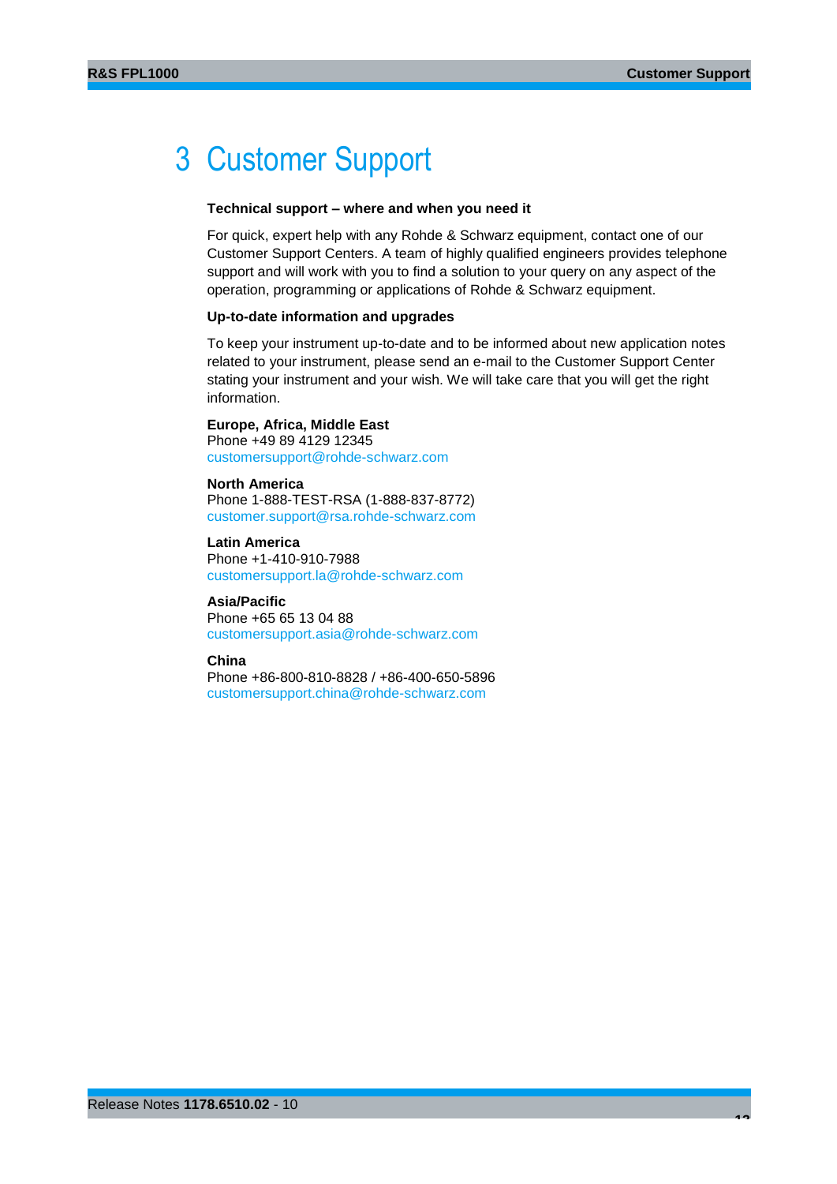# 3 Customer Support

**Technical support – where and when you need it**

For quick, expert help with any Rohde & Schwarz equipment, contact one of our Customer Support Centers. A team of highly qualified engineers provides telephone support and will work with you to find a solution to your query on any aspect of the operation, programming or applications of Rohde & Schwarz equipment.

**Up-to-date information and upgrades**

To keep your instrument up-to-date and to be informed about new application notes related to your instrument, please send an e-mail to the Customer Support Center stating your instrument and your wish. We will take care that you will get the right information.

**Europe, Africa, Middle East**
Phone +49 89 4129 12345
customersupport@rohde-schwarz.com

**North America**
Phone 1-888-TEST-RSA (1-888-837-8772)
customer.support@rsa.rohde-schwarz.com

**Latin America**
Phone +1-410-910-7988
customersupport.la@rohde-schwarz.com

**Asia/Pacific**
Phone +65 65 13 04 88
customersupport.asia@rohde-schwarz.com

**China**
Phone +86-800-810-8828 / +86-400-650-5896
customersupport.china@rohde-schwarz.com